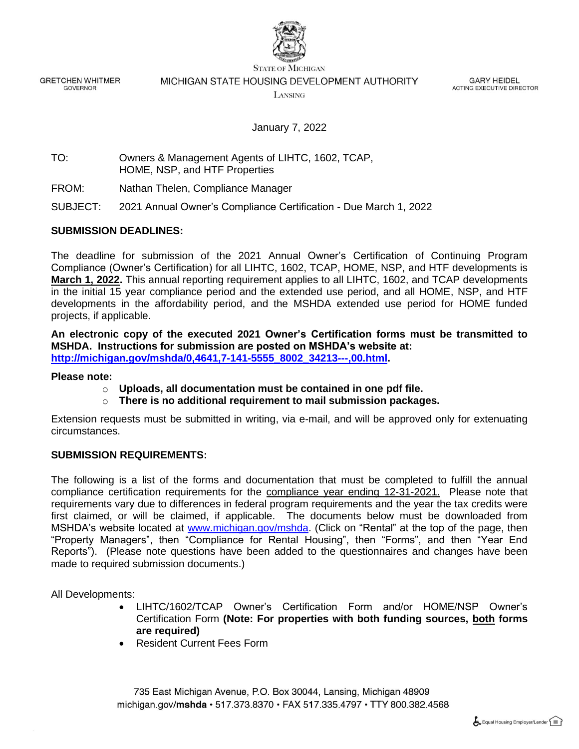STATE OF MICHIGAN

GRETCHEN WHITMER
GOVERNOR

MICHIGAN STATE HOUSING DEVELOPMENT AUTHORITY
LANSING

GARY HEIDEL
ACTING EXECUTIVE DIRECTOR

January 7, 2022

TO: Owners & Management Agents of LIHTC, 1602, TCAP, HOME, NSP, and HTF Properties

FROM: Nathan Thelen, Compliance Manager

SUBJECT: 2021 Annual Owner's Compliance Certification - Due March 1, 2022

**SUBMISSION DEADLINES:**

The deadline for submission of the 2021 Annual Owner's Certification of Continuing Program Compliance (Owner's Certification) for all LIHTC, 1602, TCAP, HOME, NSP, and HTF developments is **March 1, 2022.** This annual reporting requirement applies to all LIHTC, 1602, and TCAP developments in the initial 15 year compliance period and the extended use period, and all HOME, NSP, and HTF developments in the affordability period, and the MSHDA extended use period for HOME funded projects, if applicable.

**An electronic copy of the executed 2021 Owner's Certification forms must be transmitted to MSHDA. Instructions for submission are posted on MSHDA's website at: http://michigan.gov/mshda/0,4641,7-141-5555_8002_34213---,00.html.**

**Please note:**

- **Uploads, all documentation must be contained in one pdf file.**
- **There is no additional requirement to mail submission packages.**

Extension requests must be submitted in writing, via e-mail, and will be approved only for extenuating circumstances.

**SUBMISSION REQUIREMENTS:**

The following is a list of the forms and documentation that must be completed to fulfill the annual compliance certification requirements for the compliance year ending 12-31-2021. Please note that requirements vary due to differences in federal program requirements and the year the tax credits were first claimed, or will be claimed, if applicable. The documents below must be downloaded from MSHDA's website located at www.michigan.gov/mshda. (Click on "Rental" at the top of the page, then "Property Managers", then "Compliance for Rental Housing", then "Forms", and then "Year End Reports"). (Please note questions have been added to the questionnaires and changes have been made to required submission documents.)

All Developments:

- LIHTC/1602/TCAP Owner's Certification Form and/or HOME/NSP Owner's Certification Form **(Note: For properties with both funding sources, both forms are required)**
- Resident Current Fees Form

735 East Michigan Avenue, P.O. Box 30044, Lansing, Michigan 48909
michigan.gov/mshda • 517.373.8370 • FAX 517.335.4797 • TTY 800.382.4568

Equal Housing Employer/Lender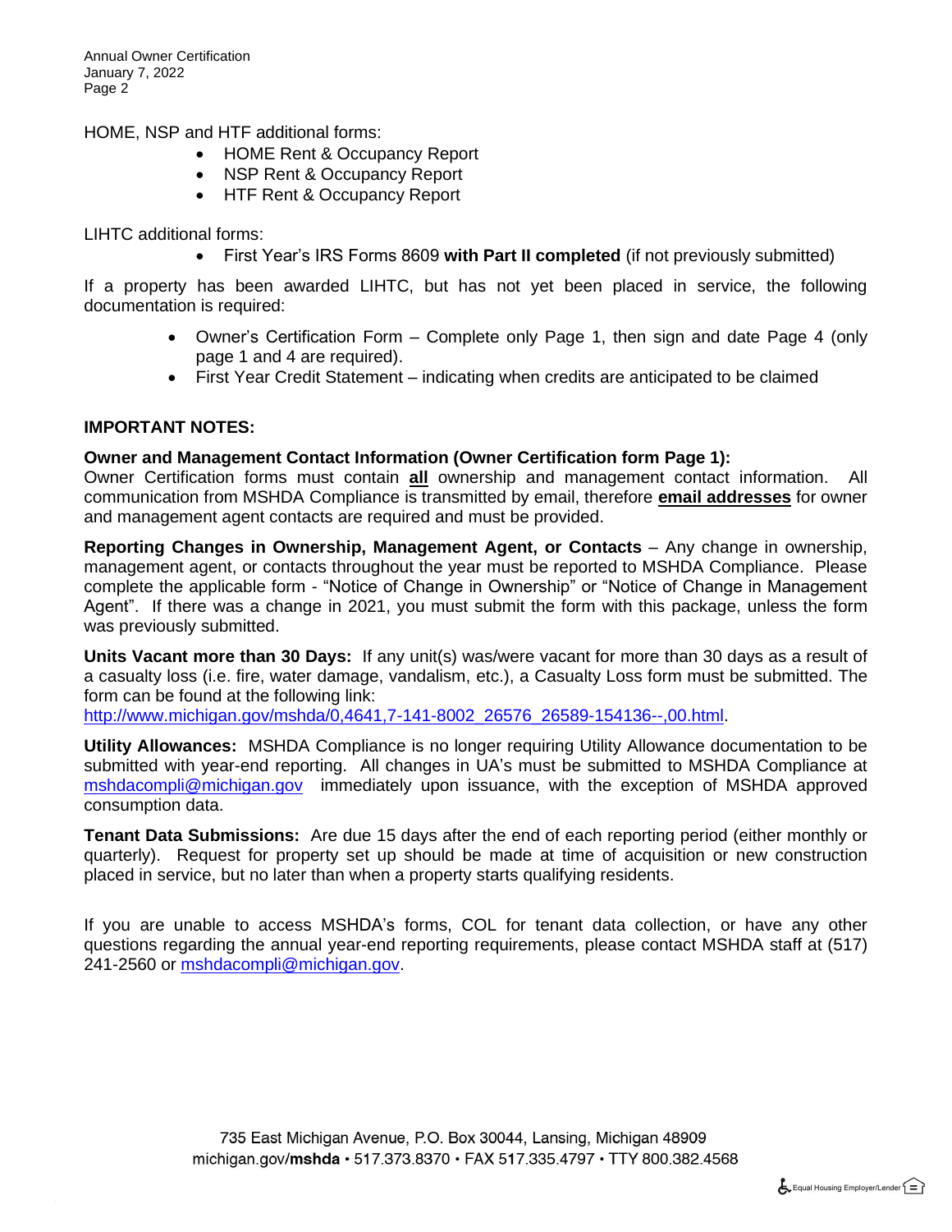HOME, NSP and HTF additional forms:

- HOME Rent & Occupancy Report
- NSP Rent & Occupancy Report
- HTF Rent & Occupancy Report

LIHTC additional forms:

- First Year's IRS Forms 8609 **with Part II completed** (if not previously submitted)

If a property has been awarded LIHTC, but has not yet been placed in service, the following documentation is required:

- Owner's Certification Form – Complete only Page 1, then sign and date Page 4 (only page 1 and 4 are required).
- First Year Credit Statement – indicating when credits are anticipated to be claimed

**IMPORTANT NOTES:**

**Owner and Management Contact Information (Owner Certification form Page 1):**
Owner Certification forms must contain **all** ownership and management contact information. All communication from MSHDA Compliance is transmitted by email, therefore **email addresses** for owner and management agent contacts are required and must be provided.

**Reporting Changes in Ownership, Management Agent, or Contacts** – Any change in ownership, management agent, or contacts throughout the year must be reported to MSHDA Compliance. Please complete the applicable form - "Notice of Change in Ownership" or "Notice of Change in Management Agent". If there was a change in 2021, you must submit the form with this package, unless the form was previously submitted.

**Units Vacant more than 30 Days:** If any unit(s) was/were vacant for more than 30 days as a result of a casualty loss (i.e. fire, water damage, vandalism, etc.), a Casualty Loss form must be submitted. The form can be found at the following link:
http://www.michigan.gov/mshda/0,4641,7-141-8002_26576_26589-154136--,00.html.

**Utility Allowances:** MSHDA Compliance is no longer requiring Utility Allowance documentation to be submitted with year-end reporting. All changes in UA's must be submitted to MSHDA Compliance at mshdacompli@michigan.gov immediately upon issuance, with the exception of MSHDA approved consumption data.

**Tenant Data Submissions:** Are due 15 days after the end of each reporting period (either monthly or quarterly). Request for property set up should be made at time of acquisition or new construction placed in service, but no later than when a property starts qualifying residents.

If you are unable to access MSHDA's forms, COL for tenant data collection, or have any other questions regarding the annual year-end reporting requirements, please contact MSHDA staff at (517) 241-2560 or mshdacompli@michigan.gov.